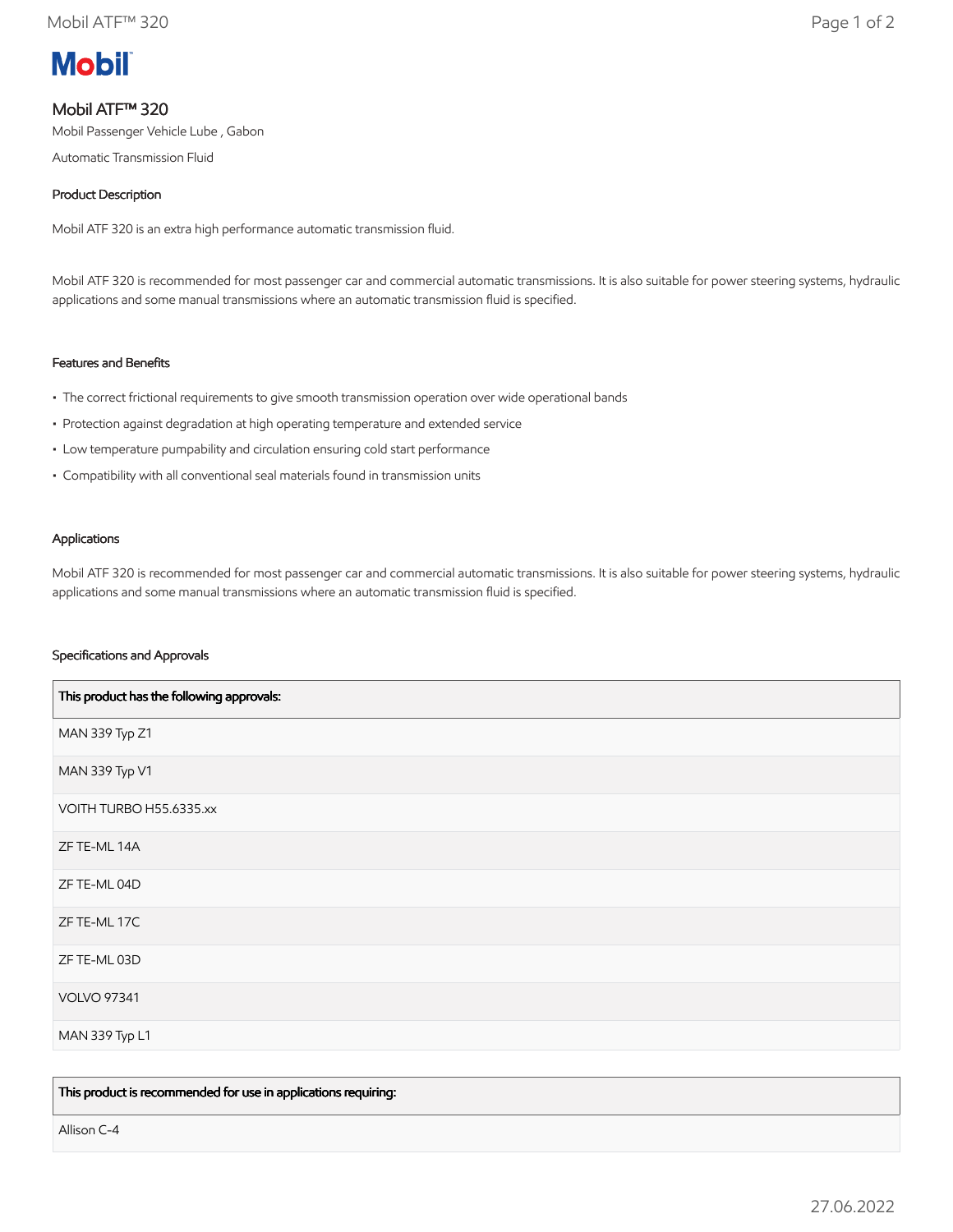# Mobil ATF™ 320

Mobil Passenger Vehicle Lube , Gabon

Automatic Transmission Fluid

## Product Description

Mobil ATF 320 is an extra high performance automatic transmission fluid.

Mobil ATF 320 is recommended for most passenger car and commercial automatic transmissions. It is also suitable for power steering systems, hydraulic applications and some manual transmissions where an automatic transmission fluid is specified.

## Features and Benefits

- The correct frictional requirements to give smooth transmission operation over wide operational bands
- Protection against degradation at high operating temperature and extended service
- Low temperature pumpability and circulation ensuring cold start performance
- Compatibility with all conventional seal materials found in transmission units

## Applications

Mobil ATF 320 is recommended for most passenger car and commercial automatic transmissions. It is also suitable for power steering systems, hydraulic applications and some manual transmissions where an automatic transmission fluid is specified.

## Specifications and Approvals

| This product has the following approvals: |
| --- |
| MAN 339 Typ Z1 |
| MAN 339 Typ V1 |
| VOITH TURBO H55.6335.xx |
| ZF TE-ML 14A |
| ZF TE-ML 04D |
| ZF TE-ML 17C |
| ZF TE-ML 03D |
| VOLVO 97341 |
| MAN 339 Typ L1 |

| This product is recommended for use in applications requiring: |
| --- |
| Allison C-4 |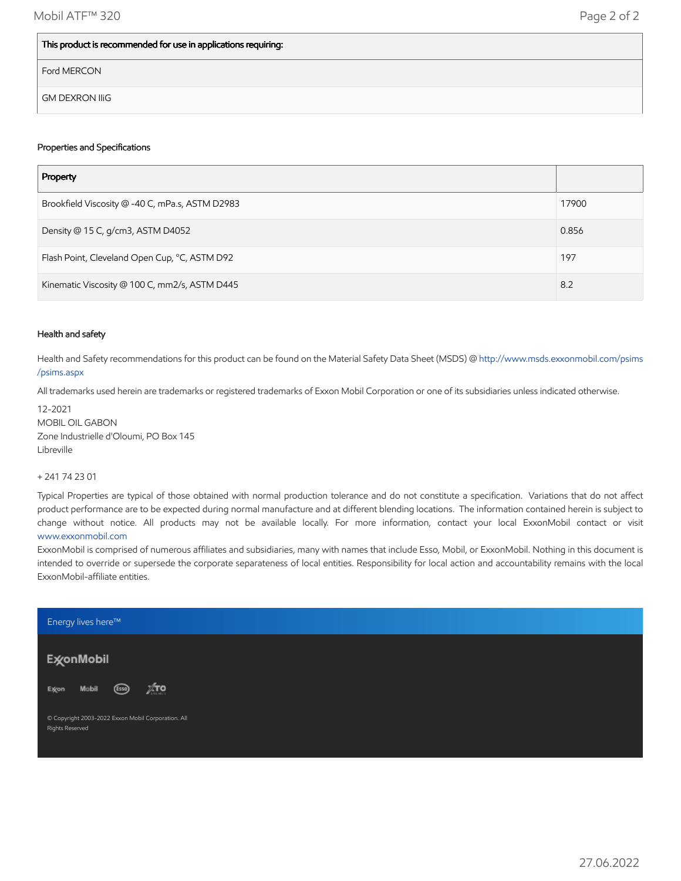| This product is recommended for use in applications requiring: |
| --- |
| Ford MERCON |
| GM DEXRON IIiG |

### Properties and Specifications

| Property | |
| --- | --- |
| Brookfield Viscosity @ -40 C, mPa.s, ASTM D2983 | 17900 |
| Density @ 15 C, g/cm3, ASTM D4052 | 0.856 |
| Flash Point, Cleveland Open Cup, °C, ASTM D92 | 197 |
| Kinematic Viscosity @ 100 C, mm2/s, ASTM D445 | 8.2 |

### Health and safety

Health and Safety recommendations for this product can be found on the Material Safety Data Sheet (MSDS) @ http://www.msds.exxonmobil.com/psims/psims.aspx

All trademarks used herein are trademarks or registered trademarks of Exxon Mobil Corporation or one of its subsidiaries unless indicated otherwise.

12-2021
MOBIL OIL GABON
Zone Industrielle d'Oloumi, PO Box 145
Libreville

+ 241 74 23 01

Typical Properties are typical of those obtained with normal production tolerance and do not constitute a specification. Variations that do not affect product performance are to be expected during normal manufacture and at different blending locations. The information contained herein is subject to change without notice. All products may not be available locally. For more information, contact your local ExxonMobil contact or visit www.exxonmobil.com

ExxonMobil is comprised of numerous affiliates and subsidiaries, many with names that include Esso, Mobil, or ExxonMobil. Nothing in this document is intended to override or supersede the corporate separateness of local entities. Responsibility for local action and accountability remains with the local ExxonMobil-affiliate entities.

Energy lives here™

ExxonMobil

Exxon Mobil Esso XTO

© Copyright 2003-2022 Exxon Mobil Corporation. All Rights Reserved